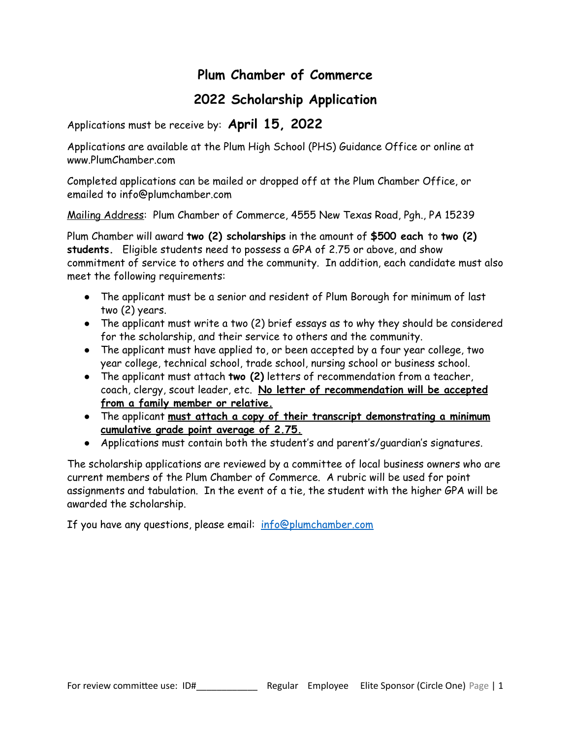# Plum Chamber of Commerce

## 2022 Scholarship Application

Applications must be receive by: **April 15, 2022**

Applications are available at the Plum High School (PHS) Guidance Office or online at www.PlumChamber.com

Completed applications can be mailed or dropped off at the Plum Chamber Office, or emailed to info@plumchamber.com

Mailing Address: Plum Chamber of Commerce, 4555 New Texas Road, Pgh., PA 15239

Plum Chamber will award **two (2) scholarships** in the amount of **$500 each** to **two (2) students.** Eligible students need to possess a GPA of 2.75 or above, and show commitment of service to others and the community. In addition, each candidate must also meet the following requirements:

- The applicant must be a senior and resident of Plum Borough for minimum of last two (2) years.
- The applicant must write a two (2) brief essays as to why they should be considered for the scholarship, and their service to others and the community.
- The applicant must have applied to, or been accepted by a four year college, two year college, technical school, trade school, nursing school or business school.
- The applicant must attach **two (2)** letters of recommendation from a teacher, coach, clergy, scout leader, etc. **No letter of recommendation will be accepted from a family member or relative.**
- The applicant **must attach a copy of their transcript demonstrating a minimum cumulative grade point average of 2.75.**
- Applications must contain both the student's and parent's/guardian's signatures.

The scholarship applications are reviewed by a committee of local business owners who are current members of the Plum Chamber of Commerce. A rubric will be used for point assignments and tabulation. In the event of a tie, the student with the higher GPA will be awarded the scholarship.

If you have any questions, please email: info@plumchamber.com

For review committee use: ID#___________ Regular Employee Elite Sponsor (Circle One)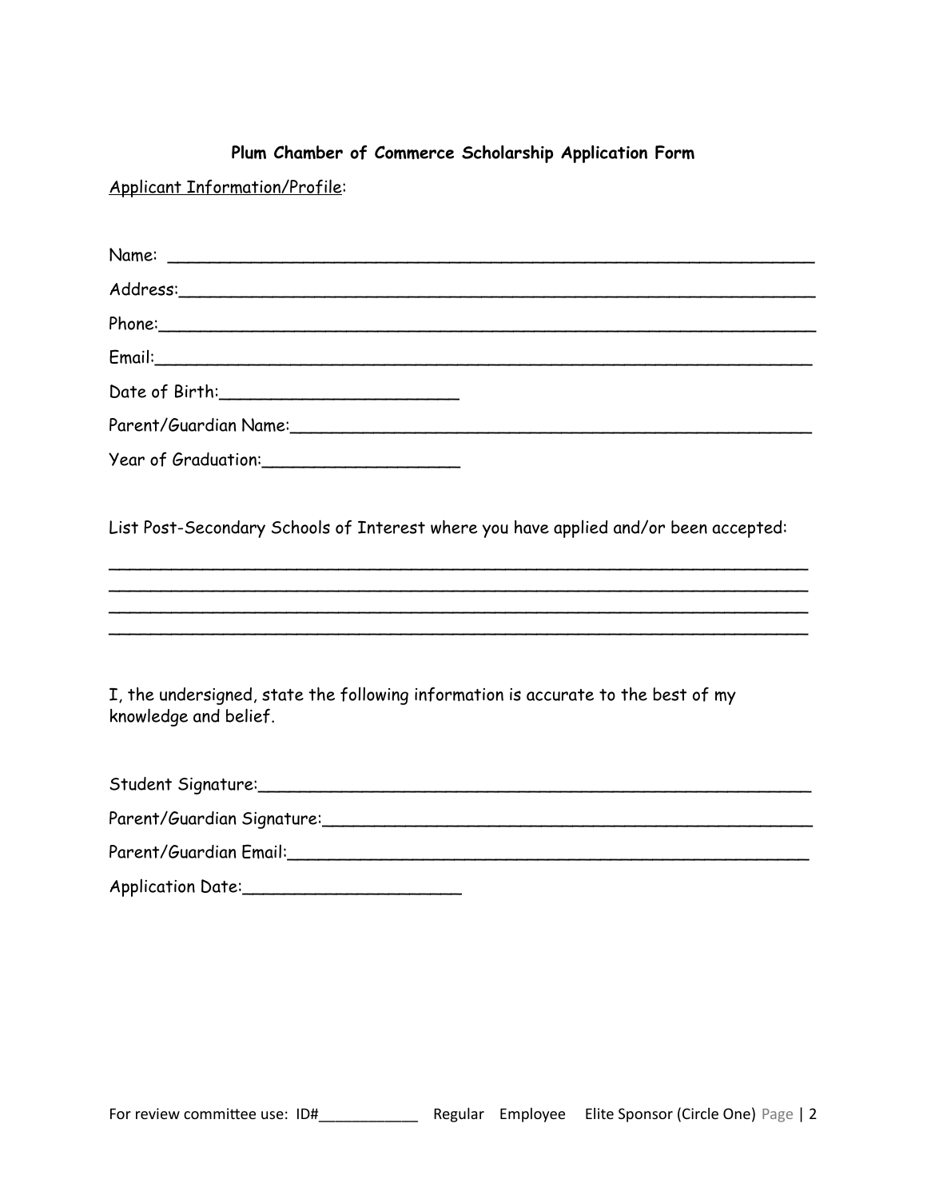**Plum Chamber of Commerce Scholarship Application Form**

Applicant Information/Profile:

Name: ___________________________________________________________

Address:__________________________________________________________

Phone:___________________________________________________________

Email:___________________________________________________________

Date of Birth:_______________________

Parent/Guardian Name:_____________________________________________

Year of Graduation:___________________

List Post-Secondary Schools of Interest where you have applied and/or been accepted:

_________________________________________________________________
_________________________________________________________________
_________________________________________________________________
_________________________________________________________________

I, the undersigned, state the following information is accurate to the best of my knowledge and belief.

Student Signature:_________________________________________________

Parent/Guardian Signature:___________________________________________

Parent/Guardian Email:______________________________________________

Application Date:_____________________

For review committee use: ID#___________ Regular Employee Elite Sponsor (Circle One)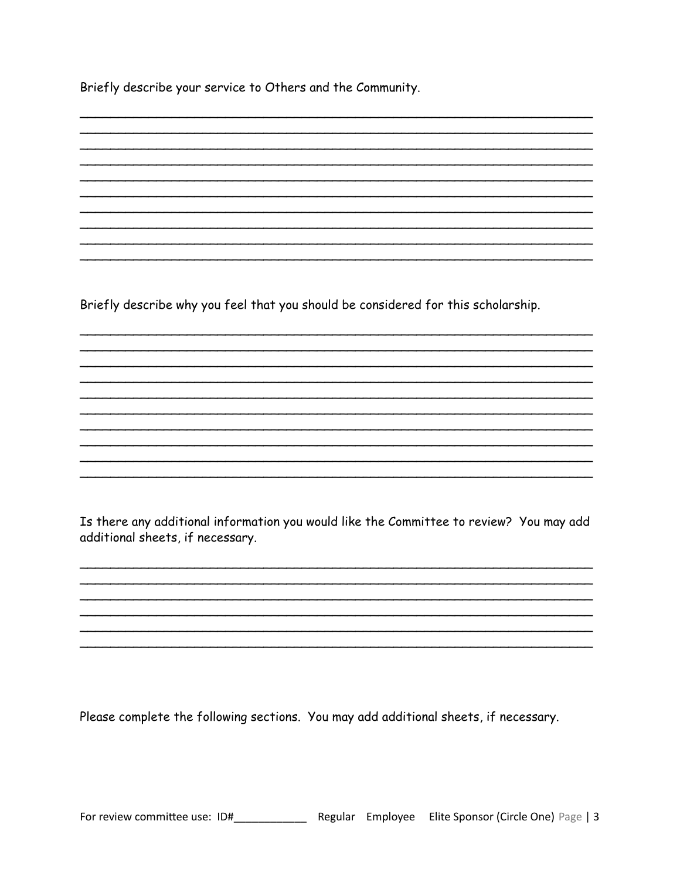Briefly describe your service to Others and the Community.

____________________________________________________________________
____________________________________________________________________
____________________________________________________________________
____________________________________________________________________
____________________________________________________________________
____________________________________________________________________
____________________________________________________________________
____________________________________________________________________
____________________________________________________________________
____________________________________________________________________

Briefly describe why you feel that you should be considered for this scholarship.

____________________________________________________________________
____________________________________________________________________
____________________________________________________________________
____________________________________________________________________
____________________________________________________________________
____________________________________________________________________
____________________________________________________________________
____________________________________________________________________
____________________________________________________________________
____________________________________________________________________

Is there any additional information you would like the Committee to review? You may add additional sheets, if necessary.

____________________________________________________________________
____________________________________________________________________
____________________________________________________________________
____________________________________________________________________
____________________________________________________________________
____________________________________________________________________

Please complete the following sections. You may add additional sheets, if necessary.

For review committee use: ID#____________ Regular Employee Elite Sponsor (Circle One)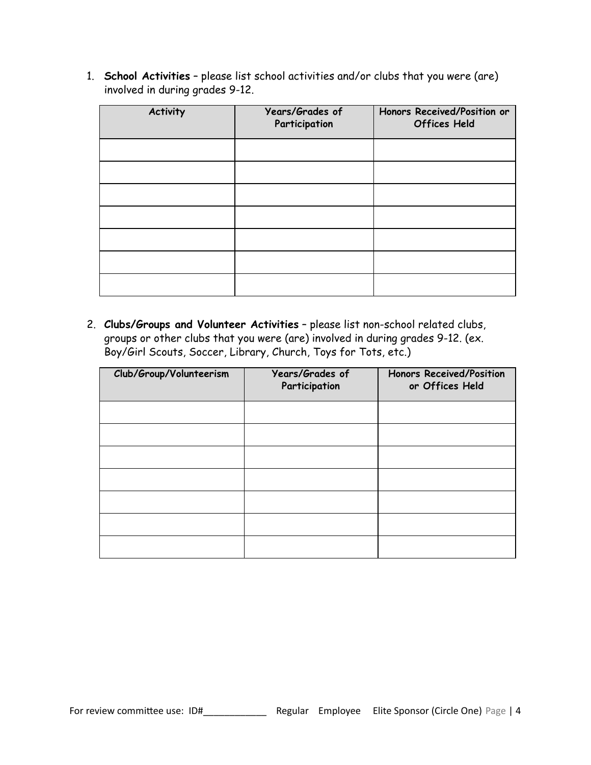1. **School Activities** – please list school activities and/or clubs that you were (are) involved in during grades 9-12.

| Activity | Years/Grades of Participation | Honors Received/Position or Offices Held |
|---|---|---|
| | | |
| | | |
| | | |
| | | |
| | | |
| | | |
| | | |

2. **Clubs/Groups and Volunteer Activities** – please list non-school related clubs, groups or other clubs that you were (are) involved in during grades 9-12. (ex. Boy/Girl Scouts, Soccer, Library, Church, Toys for Tots, etc.)

| Club/Group/Volunteerism | Years/Grades of Participation | Honors Received/Position or Offices Held |
|---|---|---|
| | | |
| | | |
| | | |
| | | |
| | | |
| | | |
| | | |

For review committee use: ID#____________ Regular Employee Elite Sponsor (Circle One)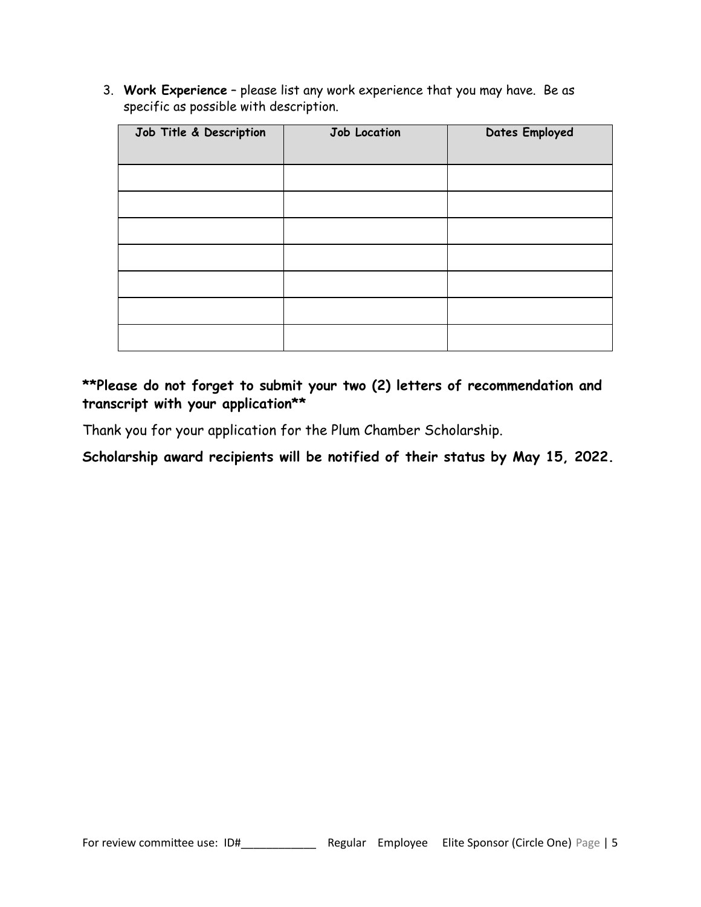3. **Work Experience** – please list any work experience that you may have. Be as specific as possible with description.

| Job Title & Description | Job Location | Dates Employed |
|---|---|---|
| | | |
| | | |
| | | |
| | | |
| | | |
| | | |
| | | |

****Please do not forget to submit your two (2) letters of recommendation and transcript with your application****

Thank you for your application for the Plum Chamber Scholarship.

**Scholarship award recipients will be notified of their status by May 15, 2022.**